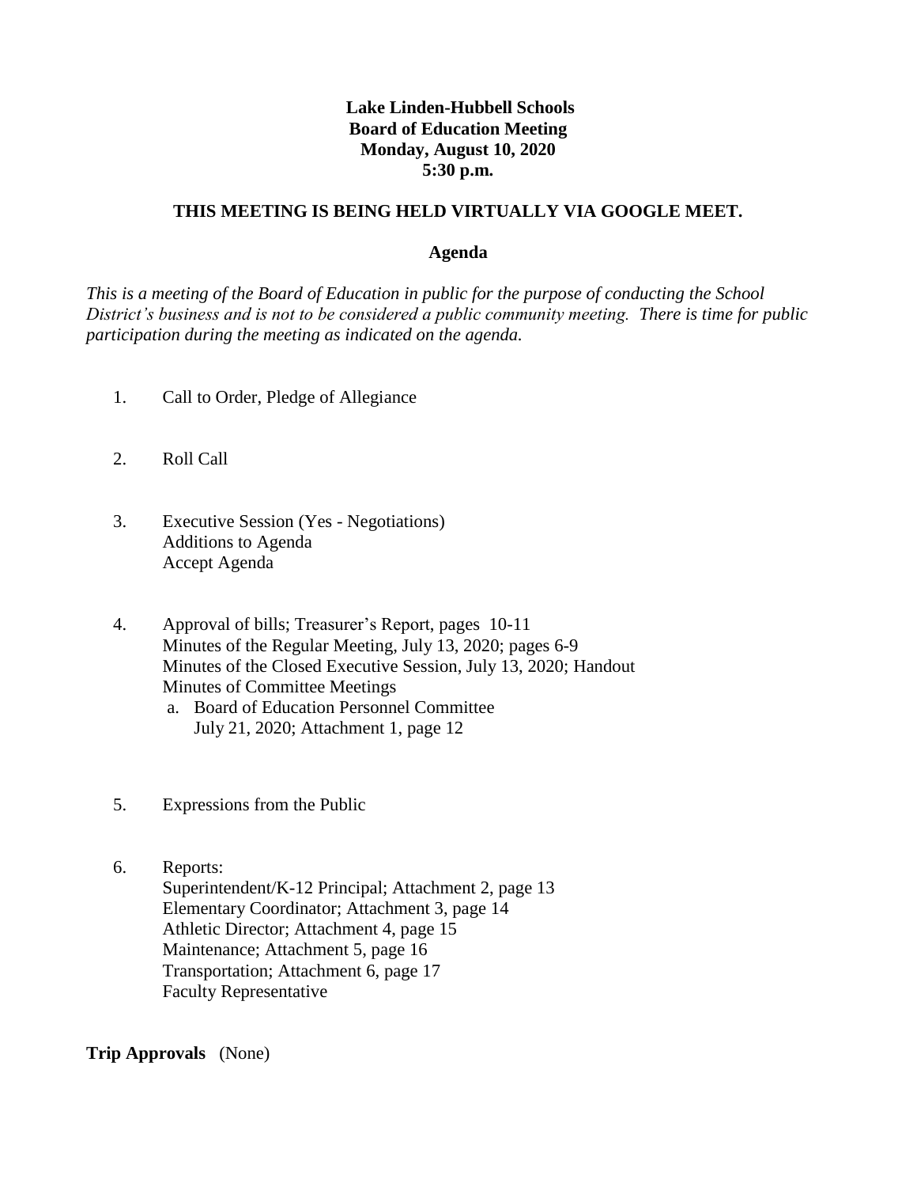**Lake Linden-Hubbell Schools**
**Board of Education Meeting**
**Monday, August 10, 2020**
**5:30 p.m.**

**THIS MEETING IS BEING HELD VIRTUALLY VIA GOOGLE MEET.**

**Agenda**

*This is a meeting of the Board of Education in public for the purpose of conducting the School District's business and is not to be considered a public community meeting. There is time for public participation during the meeting as indicated on the agenda.*

1. Call to Order, Pledge of Allegiance

2. Roll Call

3. Executive Session (Yes - Negotiations)
   Additions to Agenda
   Accept Agenda

4. Approval of bills; Treasurer's Report, pages 10-11
   Minutes of the Regular Meeting, July 13, 2020; pages 6-9
   Minutes of the Closed Executive Session, July 13, 2020; Handout
   Minutes of Committee Meetings
   a. Board of Education Personnel Committee
      July 21, 2020; Attachment 1, page 12

5. Expressions from the Public

6. Reports:
   Superintendent/K-12 Principal; Attachment 2, page 13
   Elementary Coordinator; Attachment 3, page 14
   Athletic Director; Attachment 4, page 15
   Maintenance; Attachment 5, page 16
   Transportation; Attachment 6, page 17
   Faculty Representative

**Trip Approvals** (None)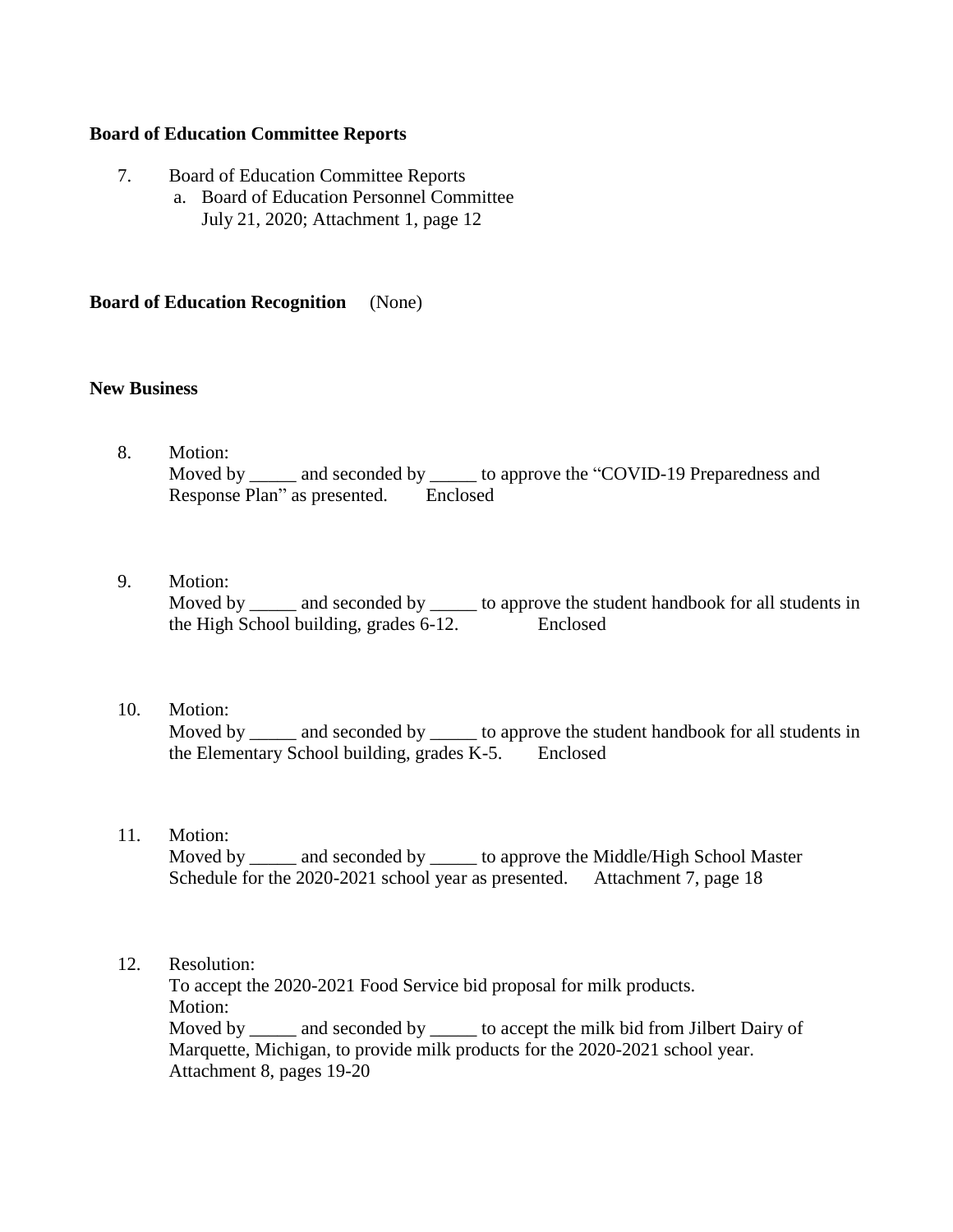**Board of Education Committee Reports**

7. Board of Education Committee Reports
   a. Board of Education Personnel Committee
      July 21, 2020; Attachment 1, page 12

**Board of Education Recognition** (None)

**New Business**

8. Motion:
   Moved by _____ and seconded by _____ to approve the "COVID-19 Preparedness and Response Plan" as presented. Enclosed

9. Motion:
   Moved by _____ and seconded by _____ to approve the student handbook for all students in the High School building, grades 6-12. Enclosed

10. Motion:
    Moved by _____ and seconded by _____ to approve the student handbook for all students in the Elementary School building, grades K-5. Enclosed

11. Motion:
    Moved by _____ and seconded by _____ to approve the Middle/High School Master Schedule for the 2020-2021 school year as presented. Attachment 7, page 18

12. Resolution:
    To accept the 2020-2021 Food Service bid proposal for milk products.
    Motion:
    Moved by _____ and seconded by _____ to accept the milk bid from Jilbert Dairy of Marquette, Michigan, to provide milk products for the 2020-2021 school year.
    Attachment 8, pages 19-20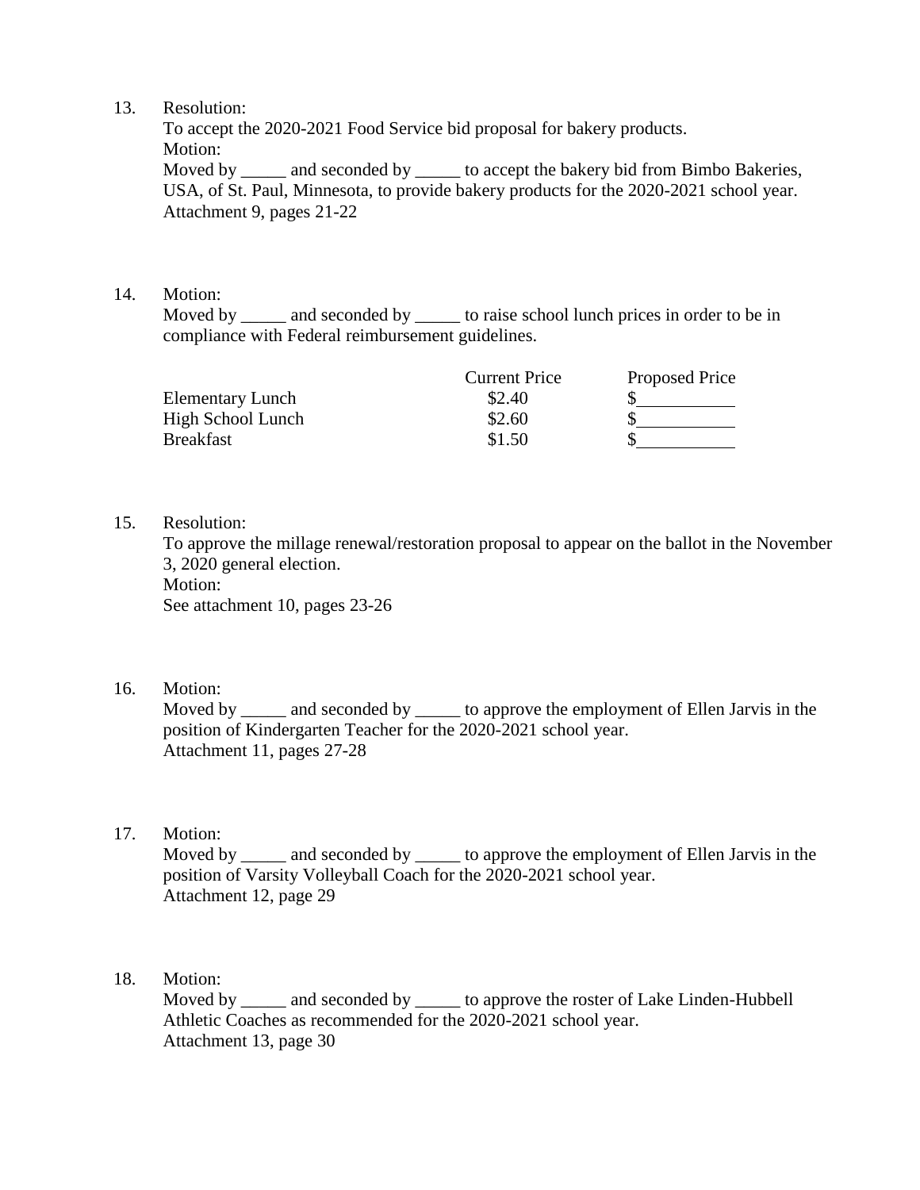13. Resolution:
    To accept the 2020-2021 Food Service bid proposal for bakery products.
    Motion:
    Moved by _____ and seconded by _____ to accept the bakery bid from Bimbo Bakeries, USA, of St. Paul, Minnesota, to provide bakery products for the 2020-2021 school year.
    Attachment 9, pages 21-22

14. Motion:
    Moved by _____ and seconded by _____ to raise school lunch prices in order to be in compliance with Federal reimbursement guidelines.

|  | Current Price | Proposed Price |
|---|---|---|
| Elementary Lunch | $2.40 | $__________ |
| High School Lunch | $2.60 | $__________ |
| Breakfast | $1.50 | $__________ |

15. Resolution:
    To approve the millage renewal/restoration proposal to appear on the ballot in the November 3, 2020 general election.
    Motion:
    See attachment 10, pages 23-26

16. Motion:
    Moved by _____ and seconded by _____ to approve the employment of Ellen Jarvis in the position of Kindergarten Teacher for the 2020-2021 school year.
    Attachment 11, pages 27-28

17. Motion:
    Moved by _____ and seconded by _____ to approve the employment of Ellen Jarvis in the position of Varsity Volleyball Coach for the 2020-2021 school year.
    Attachment 12, page 29

18. Motion:
    Moved by _____ and seconded by _____ to approve the roster of Lake Linden-Hubbell Athletic Coaches as recommended for the 2020-2021 school year.
    Attachment 13, page 30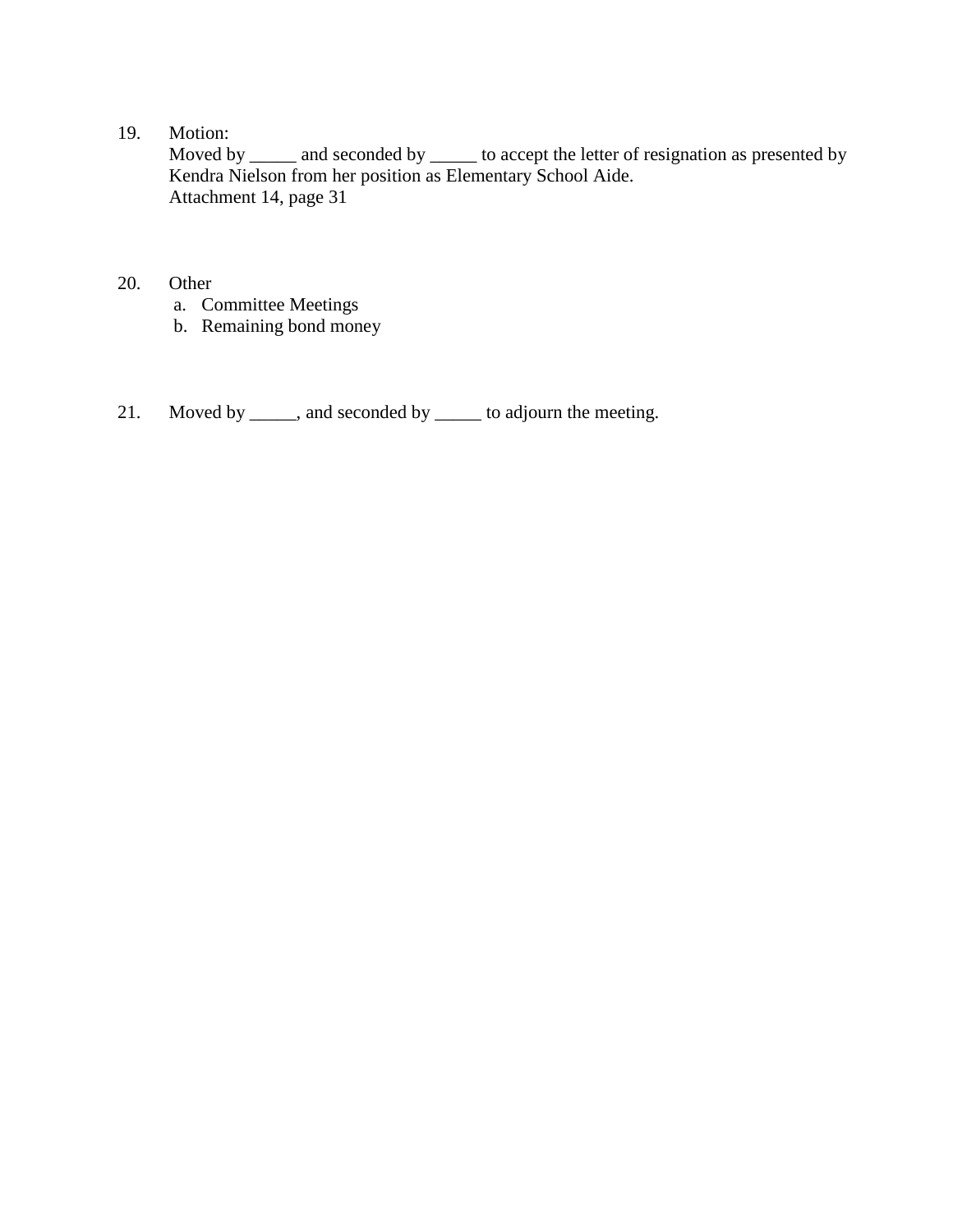19. Motion:
    Moved by _____ and seconded by _____ to accept the letter of resignation as presented by Kendra Nielson from her position as Elementary School Aide.
    Attachment 14, page 31

20. Other
    a. Committee Meetings
    b. Remaining bond money

21. Moved by _____, and seconded by _____ to adjourn the meeting.